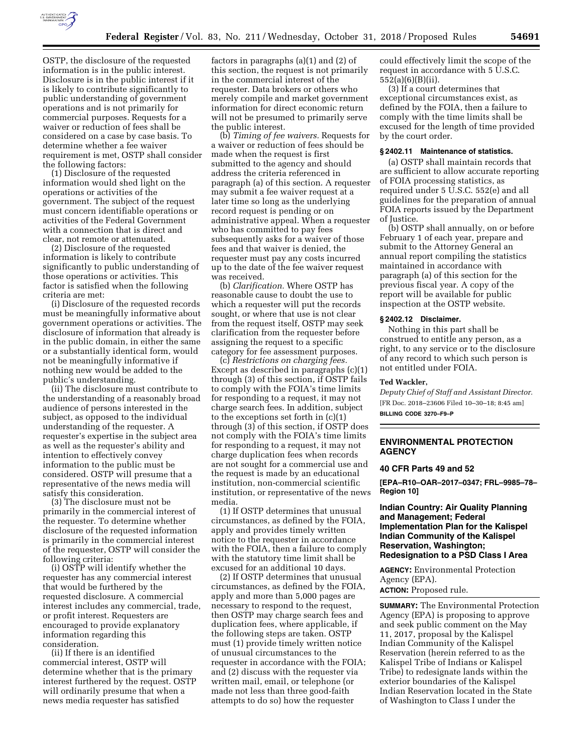OSTP, the disclosure of the requested information is in the public interest. Disclosure is in the public interest if it is likely to contribute significantly to public understanding of government operations and is not primarily for commercial purposes. Requests for a waiver or reduction of fees shall be considered on a case by case basis. To determine whether a fee waiver requirement is met, OSTP shall consider the following factors:

(1) Disclosure of the requested information would shed light on the operations or activities of the government. The subject of the request must concern identifiable operations or activities of the Federal Government with a connection that is direct and clear, not remote or attenuated.

(2) Disclosure of the requested information is likely to contribute significantly to public understanding of those operations or activities. This factor is satisfied when the following criteria are met:

(i) Disclosure of the requested records must be meaningfully informative about government operations or activities. The disclosure of information that already is in the public domain, in either the same or a substantially identical form, would not be meaningfully informative if nothing new would be added to the public's understanding.

(ii) The disclosure must contribute to the understanding of a reasonably broad audience of persons interested in the subject, as opposed to the individual understanding of the requester. A requester's expertise in the subject area as well as the requester's ability and intention to effectively convey information to the public must be considered. OSTP will presume that a representative of the news media will satisfy this consideration.

(3) The disclosure must not be primarily in the commercial interest of the requester. To determine whether disclosure of the requested information is primarily in the commercial interest of the requester, OSTP will consider the following criteria:

(i) OSTP will identify whether the requester has any commercial interest that would be furthered by the requested disclosure. A commercial interest includes any commercial, trade, or profit interest. Requesters are encouraged to provide explanatory information regarding this consideration.

(ii) If there is an identified commercial interest, OSTP will determine whether that is the primary interest furthered by the request. OSTP will ordinarily presume that when a news media requester has satisfied factors in paragraphs (a)(1) and (2) of this section, the request is not primarily in the commercial interest of the requester. Data brokers or others who merely compile and market government information for direct economic return will not be presumed to primarily serve the public interest.

(b) *Timing of fee waivers.* Requests for a waiver or reduction of fees should be made when the request is first submitted to the agency and should address the criteria referenced in paragraph (a) of this section. A requester may submit a fee waiver request at a later time so long as the underlying record request is pending or on administrative appeal. When a requester who has committed to pay fees subsequently asks for a waiver of those fees and that waiver is denied, the requester must pay any costs incurred up to the date of the fee waiver request was received.

(b) *Clarification.* Where OSTP has reasonable cause to doubt the use to which a requester will put the records sought, or where that use is not clear from the request itself, OSTP may seek clarification from the requester before assigning the request to a specific category for fee assessment purposes.

(c) *Restrictions on charging fees.* Except as described in paragraphs (c)(1) through (3) of this section, if OSTP fails to comply with the FOIA's time limits for responding to a request, it may not charge search fees. In addition, subject to the exceptions set forth in (c)(1) through (3) of this section, if OSTP does not comply with the FOIA's time limits for responding to a request, it may not charge duplication fees when records are not sought for a commercial use and the request is made by an educational institution, non-commercial scientific institution, or representative of the news media.

(1) If OSTP determines that unusual circumstances, as defined by the FOIA, apply and provides timely written notice to the requester in accordance with the FOIA, then a failure to comply with the statutory time limit shall be excused for an additional 10 days.

(2) If OSTP determines that unusual circumstances, as defined by the FOIA, apply and more than 5,000 pages are necessary to respond to the request, then OSTP may charge search fees and duplication fees, where applicable, if the following steps are taken. OSTP must (1) provide timely written notice of unusual circumstances to the requester in accordance with the FOIA; and (2) discuss with the requester via written mail, email, or telephone (or made not less than three good-faith attempts to do so) how the requester could effectively limit the scope of the request in accordance with 5 U.S.C. 552(a)(6)(B)(ii).

(3) If a court determines that exceptional circumstances exist, as defined by the FOIA, then a failure to comply with the time limits shall be excused for the length of time provided by the court order.

### § 2402.11 Maintenance of statistics.

(a) OSTP shall maintain records that are sufficient to allow accurate reporting of FOIA processing statistics, as required under 5 U.S.C. 552(e) and all guidelines for the preparation of annual FOIA reports issued by the Department of Justice.

(b) OSTP shall annually, on or before February 1 of each year, prepare and submit to the Attorney General an annual report compiling the statistics maintained in accordance with paragraph (a) of this section for the previous fiscal year. A copy of the report will be available for public inspection at the OSTP website.

### § 2402.12 Disclaimer.

Nothing in this part shall be construed to entitle any person, as a right, to any service or to the disclosure of any record to which such person is not entitled under FOIA.

**Ted Wackler,**

*Deputy Chief of Staff and Assistant Director.*

[FR Doc. 2018–23606 Filed 10–30–18; 8:45 am]

**BILLING CODE 3270–F9–P**

---

## ENVIRONMENTAL PROTECTION AGENCY

### 40 CFR Parts 49 and 52

**[EPA–R10–OAR–2017–0347; FRL–9985–78–Region 10]**

### Indian Country: Air Quality Planning and Management; Federal Implementation Plan for the Kalispel Indian Community of the Kalispel Reservation, Washington; Redesignation to a PSD Class I Area

**AGENCY:** Environmental Protection Agency (EPA).

**ACTION:** Proposed rule.

**SUMMARY:** The Environmental Protection Agency (EPA) is proposing to approve and seek public comment on the May 11, 2017, proposal by the Kalispel Indian Community of the Kalispel Reservation (herein referred to as the Kalispel Tribe of Indians or Kalispel Tribe) to redesignate lands within the exterior boundaries of the Kalispel Indian Reservation located in the State of Washington to Class I under the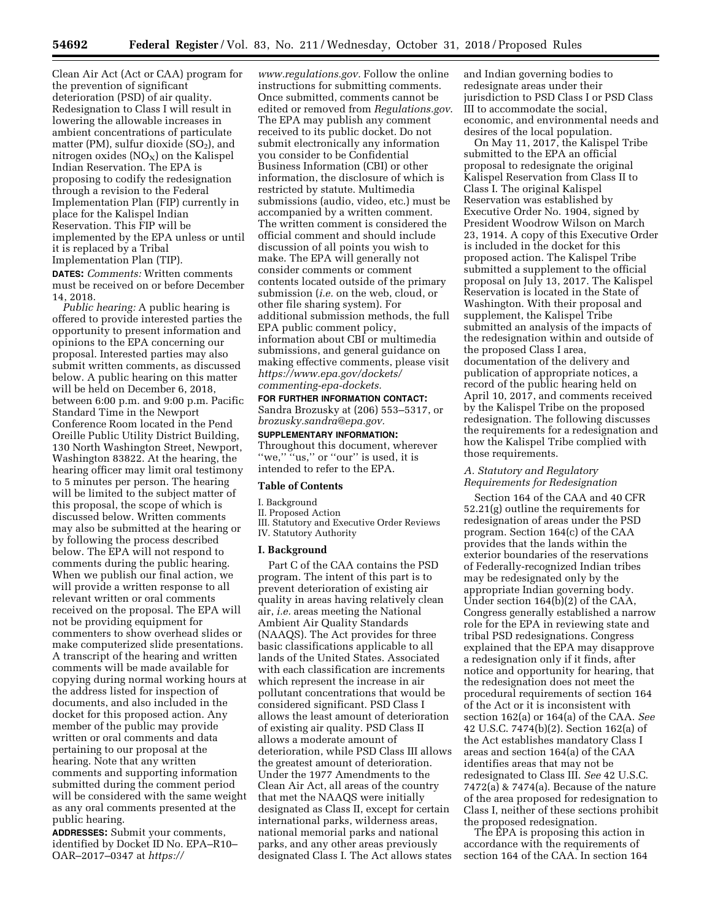Clean Air Act (Act or CAA) program for the prevention of significant deterioration (PSD) of air quality. Redesignation to Class I will result in lowering the allowable increases in ambient concentrations of particulate matter (PM), sulfur dioxide ($SO_2$), and nitrogen oxides ($NO_X$) on the Kalispel Indian Reservation. The EPA is proposing to codify the redesignation through a revision to the Federal Implementation Plan (FIP) currently in place for the Kalispel Indian Reservation. This FIP will be implemented by the EPA unless or until it is replaced by a Tribal Implementation Plan (TIP).

**DATES:** *Comments:* Written comments must be received on or before December 14, 2018.

*Public hearing:* A public hearing is offered to provide interested parties the opportunity to present information and opinions to the EPA concerning our proposal. Interested parties may also submit written comments, as discussed below. A public hearing on this matter will be held on December 6, 2018, between 6:00 p.m. and 9:00 p.m. Pacific Standard Time in the Newport Conference Room located in the Pend Oreille Public Utility District Building, 130 North Washington Street, Newport, Washington 83822. At the hearing, the hearing officer may limit oral testimony to 5 minutes per person. The hearing will be limited to the subject matter of this proposal, the scope of which is discussed below. Written comments may also be submitted at the hearing or by following the process described below. The EPA will not respond to comments during the public hearing. When we publish our final action, we will provide a written response to all relevant written or oral comments received on the proposal. The EPA will not be providing equipment for commenters to show overhead slides or make computerized slide presentations. A transcript of the hearing and written comments will be made available for copying during normal working hours at the address listed for inspection of documents, and also included in the docket for this proposed action. Any member of the public may provide written or oral comments and data pertaining to our proposal at the hearing. Note that any written comments and supporting information submitted during the comment period will be considered with the same weight as any oral comments presented at the public hearing.

**ADDRESSES:** Submit your comments, identified by Docket ID No. EPA–R10–OAR–2017–0347 at *https://www.regulations.gov.* Follow the online instructions for submitting comments. Once submitted, comments cannot be edited or removed from *Regulations.gov*. The EPA may publish any comment received to its public docket. Do not submit electronically any information you consider to be Confidential Business Information (CBI) or other information, the disclosure of which is restricted by statute. Multimedia submissions (audio, video, etc.) must be accompanied by a written comment. The written comment is considered the official comment and should include discussion of all points you wish to make. The EPA will generally not consider comments or comment contents located outside of the primary submission (*i.e.* on the web, cloud, or other file sharing system). For additional submission methods, the full EPA public comment policy, information about CBI or multimedia submissions, and general guidance on making effective comments, please visit *https://www.epa.gov/dockets/commenting-epa-dockets.*

**FOR FURTHER INFORMATION CONTACT:** Sandra Brozusky at (206) 553–5317, or *brozusky.sandra@epa.gov.*

**SUPPLEMENTARY INFORMATION:** Throughout this document, wherever "we," "us," or "our" is used, it is intended to refer to the EPA.

## Table of Contents

I. Background
II. Proposed Action
III. Statutory and Executive Order Reviews
IV. Statutory Authority

## I. Background

Part C of the CAA contains the PSD program. The intent of this part is to prevent deterioration of existing air quality in areas having relatively clean air, *i.e.* areas meeting the National Ambient Air Quality Standards (NAAQS). The Act provides for three basic classifications applicable to all lands of the United States. Associated with each classification are increments which represent the increase in air pollutant concentrations that would be considered significant. PSD Class I allows the least amount of deterioration of existing air quality. PSD Class II allows a moderate amount of deterioration, while PSD Class III allows the greatest amount of deterioration. Under the 1977 Amendments to the Clean Air Act, all areas of the country that met the NAAQS were initially designated as Class II, except for certain international parks, wilderness areas, national memorial parks and national parks, and any other areas previously designated Class I. The Act allows states and Indian governing bodies to redesignate areas under their jurisdiction to PSD Class I or PSD Class III to accommodate the social, economic, and environmental needs and desires of the local population.

On May 11, 2017, the Kalispel Tribe submitted to the EPA an official proposal to redesignate the original Kalispel Reservation from Class II to Class I. The original Kalispel Reservation was established by Executive Order No. 1904, signed by President Woodrow Wilson on March 23, 1914. A copy of this Executive Order is included in the docket for this proposed action. The Kalispel Tribe submitted a supplement to the official proposal on July 13, 2017. The Kalispel Reservation is located in the State of Washington. With their proposal and supplement, the Kalispel Tribe submitted an analysis of the impacts of the redesignation within and outside of the proposed Class I area, documentation of the delivery and publication of appropriate notices, a record of the public hearing held on April 10, 2017, and comments received by the Kalispel Tribe on the proposed redesignation. The following discusses the requirements for a redesignation and how the Kalispel Tribe complied with those requirements.

### A. Statutory and Regulatory Requirements for Redesignation

Section 164 of the CAA and 40 CFR 52.21(g) outline the requirements for redesignation of areas under the PSD program. Section 164(c) of the CAA provides that the lands within the exterior boundaries of the reservations of Federally-recognized Indian tribes may be redesignated only by the appropriate Indian governing body. Under section 164(b)(2) of the CAA, Congress generally established a narrow role for the EPA in reviewing state and tribal PSD redesignations. Congress explained that the EPA may disapprove a redesignation only if it finds, after notice and opportunity for hearing, that the redesignation does not meet the procedural requirements of section 164 of the Act or it is inconsistent with section 162(a) or 164(a) of the CAA. *See* 42 U.S.C. 7474(b)(2). Section 162(a) of the Act establishes mandatory Class I areas and section 164(a) of the CAA identifies areas that may not be redesignated to Class III. *See* 42 U.S.C. 7472(a) & 7474(a). Because of the nature of the area proposed for redesignation to Class I, neither of these sections prohibit the proposed redesignation.

The EPA is proposing this action in accordance with the requirements of section 164 of the CAA. In section 164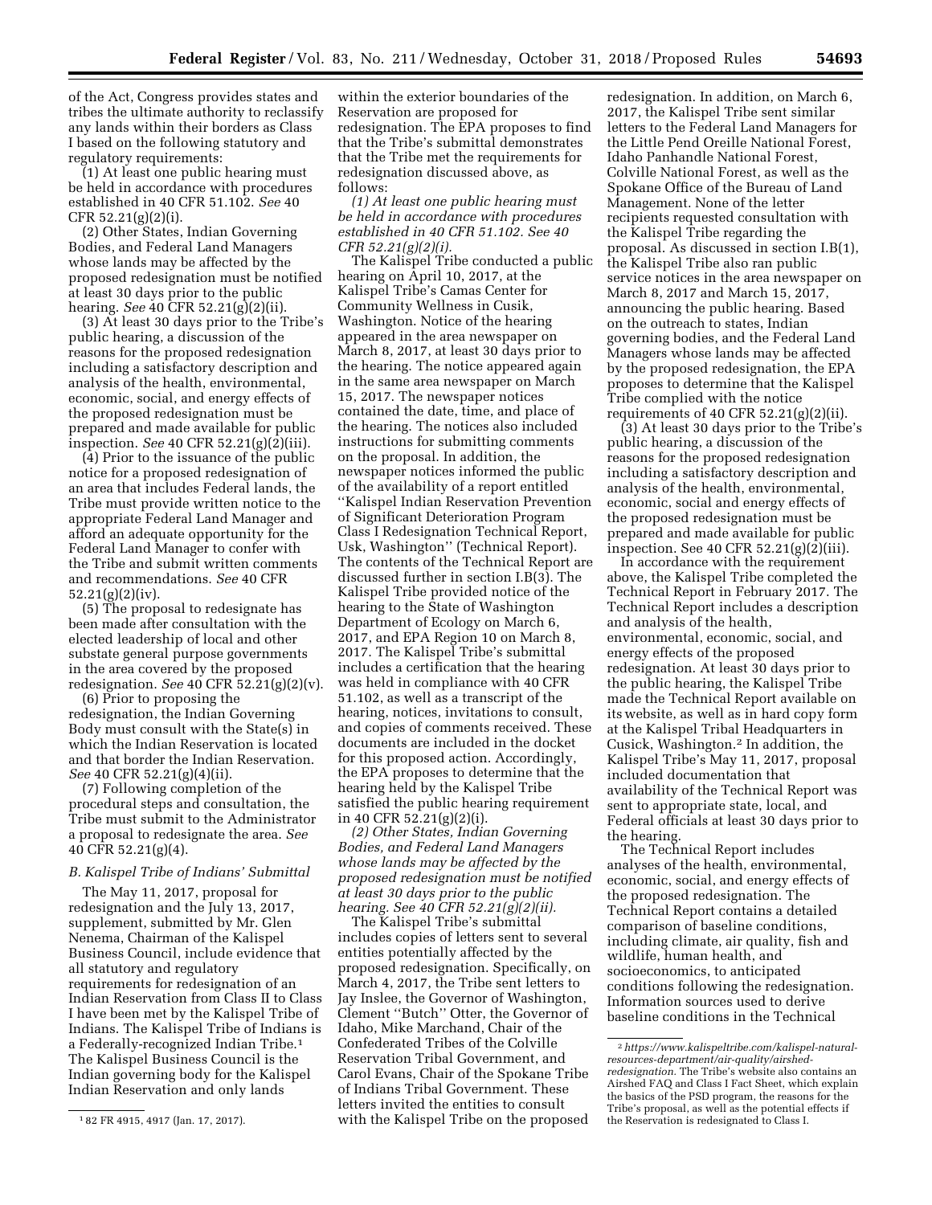of the Act, Congress provides states and tribes the ultimate authority to reclassify any lands within their borders as Class I based on the following statutory and regulatory requirements:

(1) At least one public hearing must be held in accordance with procedures established in 40 CFR 51.102. *See* 40 CFR 52.21(g)(2)(i).

(2) Other States, Indian Governing Bodies, and Federal Land Managers whose lands may be affected by the proposed redesignation must be notified at least 30 days prior to the public hearing. *See* 40 CFR 52.21(g)(2)(ii).

(3) At least 30 days prior to the Tribe's public hearing, a discussion of the reasons for the proposed redesignation including a satisfactory description and analysis of the health, environmental, economic, social, and energy effects of the proposed redesignation must be prepared and made available for public inspection. *See* 40 CFR 52.21(g)(2)(iii).

(4) Prior to the issuance of the public notice for a proposed redesignation of an area that includes Federal lands, the Tribe must provide written notice to the appropriate Federal Land Manager and afford an adequate opportunity for the Federal Land Manager to confer with the Tribe and submit written comments and recommendations. *See* 40 CFR 52.21(g)(2)(iv).

(5) The proposal to redesignate has been made after consultation with the elected leadership of local and other substate general purpose governments in the area covered by the proposed redesignation. *See* 40 CFR 52.21(g)(2)(v).

(6) Prior to proposing the redesignation, the Indian Governing Body must consult with the State(s) in which the Indian Reservation is located and that border the Indian Reservation. *See* 40 CFR 52.21(g)(4)(ii).

(7) Following completion of the procedural steps and consultation, the Tribe must submit to the Administrator a proposal to redesignate the area. *See* 40 CFR 52.21(g)(4).

### *B. Kalispel Tribe of Indians' Submittal*

The May 11, 2017, proposal for redesignation and the July 13, 2017, supplement, submitted by Mr. Glen Nenema, Chairman of the Kalispel Business Council, include evidence that all statutory and regulatory requirements for redesignation of an Indian Reservation from Class II to Class I have been met by the Kalispel Tribe of Indians. The Kalispel Tribe of Indians is a Federally-recognized Indian Tribe.[1] The Kalispel Business Council is the Indian governing body for the Kalispel Indian Reservation and only lands within the exterior boundaries of the Reservation are proposed for redesignation. The EPA proposes to find that the Tribe's submittal demonstrates that the Tribe met the requirements for redesignation discussed above, as follows:

*(1) At least one public hearing must be held in accordance with procedures established in 40 CFR 51.102. See 40 CFR 52.21(g)(2)(i).*

The Kalispel Tribe conducted a public hearing on April 10, 2017, at the Kalispel Tribe's Camas Center for Community Wellness in Cusik, Washington. Notice of the hearing appeared in the area newspaper on March 8, 2017, at least 30 days prior to the hearing. The notice appeared again in the same area newspaper on March 15, 2017. The newspaper notices contained the date, time, and place of the hearing. The notices also included instructions for submitting comments on the proposal. In addition, the newspaper notices informed the public of the availability of a report entitled ''Kalispel Indian Reservation Prevention of Significant Deterioration Program Class I Redesignation Technical Report, Usk, Washington'' (Technical Report). The contents of the Technical Report are discussed further in section I.B(3). The Kalispel Tribe provided notice of the hearing to the State of Washington Department of Ecology on March 6, 2017, and EPA Region 10 on March 8, 2017. The Kalispel Tribe's submittal includes a certification that the hearing was held in compliance with 40 CFR 51.102, as well as a transcript of the hearing, notices, invitations to consult, and copies of comments received. These documents are included in the docket for this proposed action. Accordingly, the EPA proposes to determine that the hearing held by the Kalispel Tribe satisfied the public hearing requirement in 40 CFR 52.21(g)(2)(i).

*(2) Other States, Indian Governing Bodies, and Federal Land Managers whose lands may be affected by the proposed redesignation must be notified at least 30 days prior to the public hearing. See 40 CFR 52.21(g)(2)(ii).*

The Kalispel Tribe's submittal includes copies of letters sent to several entities potentially affected by the proposed redesignation. Specifically, on March 4, 2017, the Tribe sent letters to Jay Inslee, the Governor of Washington, Clement ''Butch'' Otter, the Governor of Idaho, Mike Marchand, Chair of the Confederated Tribes of the Colville Reservation Tribal Government, and Carol Evans, Chair of the Spokane Tribe of Indians Tribal Government. These letters invited the entities to consult with the Kalispel Tribe on the proposed redesignation. In addition, on March 6, 2017, the Kalispel Tribe sent similar letters to the Federal Land Managers for the Little Pend Oreille National Forest, Idaho Panhandle National Forest, Colville National Forest, as well as the Spokane Office of the Bureau of Land Management. None of the letter recipients requested consultation with the Kalispel Tribe regarding the proposal. As discussed in section I.B(1), the Kalispel Tribe also ran public service notices in the area newspaper on March 8, 2017 and March 15, 2017, announcing the public hearing. Based on the outreach to states, Indian governing bodies, and the Federal Land Managers whose lands may be affected by the proposed redesignation, the EPA proposes to determine that the Kalispel Tribe complied with the notice requirements of 40 CFR 52.21(g)(2)(ii).

(3) At least 30 days prior to the Tribe's public hearing, a discussion of the reasons for the proposed redesignation including a satisfactory description and analysis of the health, environmental, economic, social and energy effects of the proposed redesignation must be prepared and made available for public inspection. See 40 CFR 52.21(g)(2)(iii).

In accordance with the requirement above, the Kalispel Tribe completed the Technical Report in February 2017. The Technical Report includes a description and analysis of the health, environmental, economic, social, and energy effects of the proposed redesignation. At least 30 days prior to the public hearing, the Kalispel Tribe made the Technical Report available on its website, as well as in hard copy form at the Kalispel Tribal Headquarters in Cusick, Washington.[2] In addition, the Kalispel Tribe's May 11, 2017, proposal included documentation that availability of the Technical Report was sent to appropriate state, local, and Federal officials at least 30 days prior to the hearing.

The Technical Report includes analyses of the health, environmental, economic, social, and energy effects of the proposed redesignation. The Technical Report contains a detailed comparison of baseline conditions, including climate, air quality, fish and wildlife, human health, and socioeconomics, to anticipated conditions following the redesignation. Information sources used to derive baseline conditions in the Technical

---

[1] 82 FR 4915, 4917 (Jan. 17, 2017).

[2] *https://www.kalispeltribe.com/kalispel-natural-resources-department/air-quality/airshed-redesignation.* The Tribe's website also contains an Airshed FAQ and Class I Fact Sheet, which explain the basics of the PSD program, the reasons for the Tribe's proposal, as well as the potential effects if the Reservation is redesignated to Class I.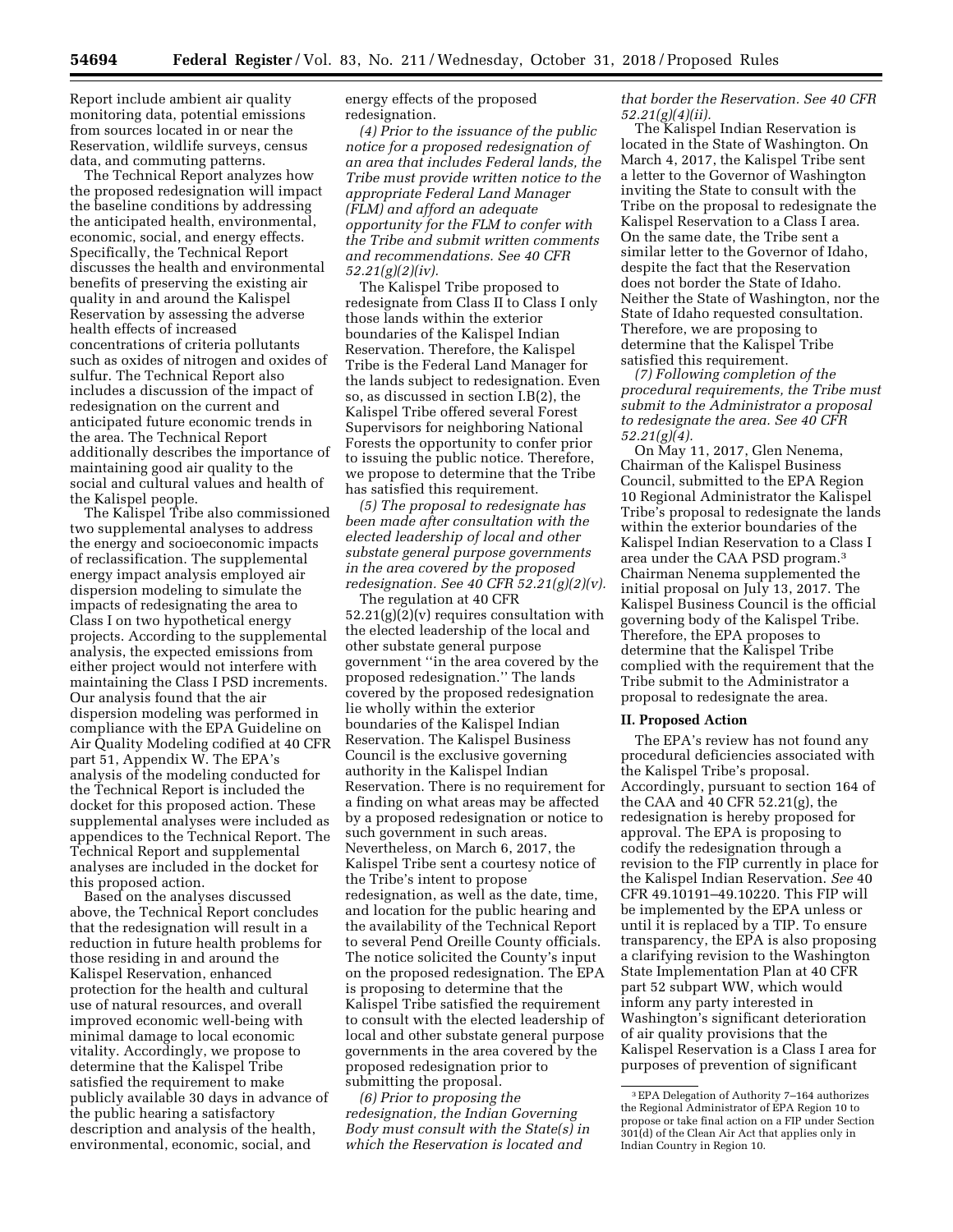Report include ambient air quality monitoring data, potential emissions from sources located in or near the Reservation, wildlife surveys, census data, and commuting patterns.

The Technical Report analyzes how the proposed redesignation will impact the baseline conditions by addressing the anticipated health, environmental, economic, social, and energy effects. Specifically, the Technical Report discusses the health and environmental benefits of preserving the existing air quality in and around the Kalispel Reservation by assessing the adverse health effects of increased concentrations of criteria pollutants such as oxides of nitrogen and oxides of sulfur. The Technical Report also includes a discussion of the impact of redesignation on the current and anticipated future economic trends in the area. The Technical Report additionally describes the importance of maintaining good air quality to the social and cultural values and health of the Kalispel people.

The Kalispel Tribe also commissioned two supplemental analyses to address the energy and socioeconomic impacts of reclassification. The supplemental energy impact analysis employed air dispersion modeling to simulate the impacts of redesignating the area to Class I on two hypothetical energy projects. According to the supplemental analysis, the expected emissions from either project would not interfere with maintaining the Class I PSD increments. Our analysis found that the air dispersion modeling was performed in compliance with the EPA Guideline on Air Quality Modeling codified at 40 CFR part 51, Appendix W. The EPA's analysis of the modeling conducted for the Technical Report is included the docket for this proposed action. These supplemental analyses were included as appendices to the Technical Report. The Technical Report and supplemental analyses are included in the docket for this proposed action.

Based on the analyses discussed above, the Technical Report concludes that the redesignation will result in a reduction in future health problems for those residing in and around the Kalispel Reservation, enhanced protection for the health and cultural use of natural resources, and overall improved economic well-being with minimal damage to local economic vitality. Accordingly, we propose to determine that the Kalispel Tribe satisfied the requirement to make publicly available 30 days in advance of the public hearing a satisfactory description and analysis of the health, environmental, economic, social, and energy effects of the proposed redesignation.

*(4) Prior to the issuance of the public notice for a proposed redesignation of an area that includes Federal lands, the Tribe must provide written notice to the appropriate Federal Land Manager (FLM) and afford an adequate opportunity for the FLM to confer with the Tribe and submit written comments and recommendations. See 40 CFR 52.21(g)(2)(iv).*

The Kalispel Tribe proposed to redesignate from Class II to Class I only those lands within the exterior boundaries of the Kalispel Indian Reservation. Therefore, the Kalispel Tribe is the Federal Land Manager for the lands subject to redesignation. Even so, as discussed in section I.B(2), the Kalispel Tribe offered several Forest Supervisors for neighboring National Forests the opportunity to confer prior to issuing the public notice. Therefore, we propose to determine that the Tribe has satisfied this requirement.

*(5) The proposal to redesignate has been made after consultation with the elected leadership of local and other substate general purpose governments in the area covered by the proposed redesignation. See 40 CFR 52.21(g)(2)(v).*

The regulation at 40 CFR 52.21(g)(2)(v) requires consultation with the elected leadership of the local and other substate general purpose government "in the area covered by the proposed redesignation." The lands covered by the proposed redesignation lie wholly within the exterior boundaries of the Kalispel Indian Reservation. The Kalispel Business Council is the exclusive governing authority in the Kalispel Indian Reservation. There is no requirement for a finding on what areas may be affected by a proposed redesignation or notice to such government in such areas. Nevertheless, on March 6, 2017, the Kalispel Tribe sent a courtesy notice of the Tribe's intent to propose redesignation, as well as the date, time, and location for the public hearing and the availability of the Technical Report to several Pend Oreille County officials. The notice solicited the County's input on the proposed redesignation. The EPA is proposing to determine that the Kalispel Tribe satisfied the requirement to consult with the elected leadership of local and other substate general purpose governments in the area covered by the proposed redesignation prior to submitting the proposal.

*(6) Prior to proposing the redesignation, the Indian Governing Body must consult with the State(s) in which the Reservation is located and that border the Reservation. See 40 CFR 52.21(g)(4)(ii).*

The Kalispel Indian Reservation is located in the State of Washington. On March 4, 2017, the Kalispel Tribe sent a letter to the Governor of Washington inviting the State to consult with the Tribe on the proposal to redesignate the Kalispel Reservation to a Class I area. On the same date, the Tribe sent a similar letter to the Governor of Idaho, despite the fact that the Reservation does not border the State of Idaho. Neither the State of Washington, nor the State of Idaho requested consultation. Therefore, we are proposing to determine that the Kalispel Tribe satisfied this requirement.

*(7) Following completion of the procedural requirements, the Tribe must submit to the Administrator a proposal to redesignate the area. See 40 CFR 52.21(g)(4).*

On May 11, 2017, Glen Nenema, Chairman of the Kalispel Business Council, submitted to the EPA Region 10 Regional Administrator the Kalispel Tribe's proposal to redesignate the lands within the exterior boundaries of the Kalispel Indian Reservation to a Class I area under the CAA PSD program.[3] Chairman Nenema supplemented the initial proposal on July 13, 2017. The Kalispel Business Council is the official governing body of the Kalispel Tribe. Therefore, the EPA proposes to determine that the Kalispel Tribe complied with the requirement that the Tribe submit to the Administrator a proposal to redesignate the area.

## II. Proposed Action

The EPA's review has not found any procedural deficiencies associated with the Kalispel Tribe's proposal. Accordingly, pursuant to section 164 of the CAA and 40 CFR 52.21(g), the redesignation is hereby proposed for approval. The EPA is proposing to codify the redesignation through a revision to the FIP currently in place for the Kalispel Indian Reservation. *See* 40 CFR 49.10191–49.10220. This FIP will be implemented by the EPA unless or until it is replaced by a TIP. To ensure transparency, the EPA is also proposing a clarifying revision to the Washington State Implementation Plan at 40 CFR part 52 subpart WW, which would inform any party interested in Washington's significant deterioration of air quality provisions that the Kalispel Reservation is a Class I area for purposes of prevention of significant

[3] EPA Delegation of Authority 7–164 authorizes the Regional Administrator of EPA Region 10 to propose or take final action on a FIP under Section 301(d) of the Clean Air Act that applies only in Indian Country in Region 10.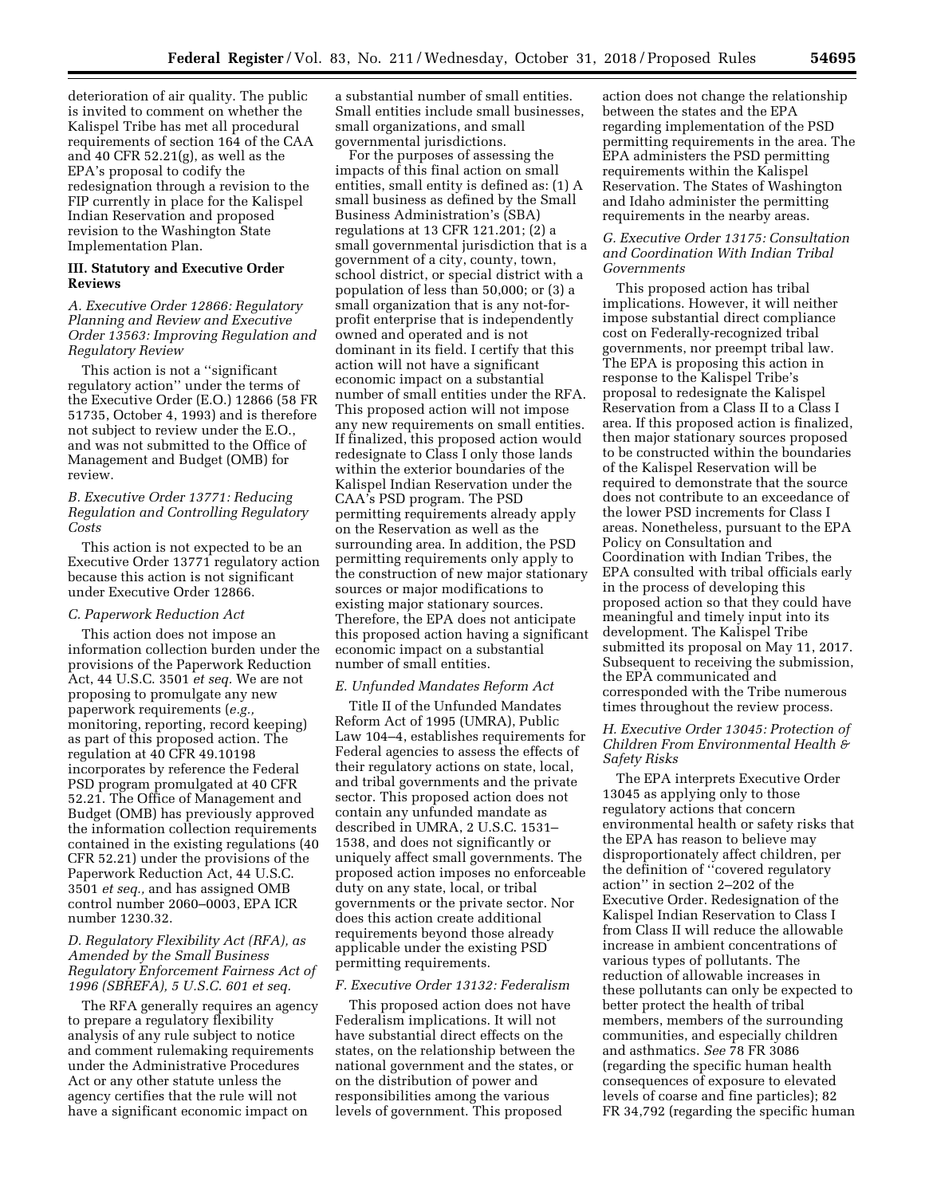deterioration of air quality. The public is invited to comment on whether the Kalispel Tribe has met all procedural requirements of section 164 of the CAA and 40 CFR 52.21(g), as well as the EPA's proposal to codify the redesignation through a revision to the FIP currently in place for the Kalispel Indian Reservation and proposed revision to the Washington State Implementation Plan.

## III. Statutory and Executive Order Reviews

### A. Executive Order 12866: Regulatory Planning and Review and Executive Order 13563: Improving Regulation and Regulatory Review

This action is not a ''significant regulatory action'' under the terms of the Executive Order (E.O.) 12866 (58 FR 51735, October 4, 1993) and is therefore not subject to review under the E.O., and was not submitted to the Office of Management and Budget (OMB) for review.

### B. Executive Order 13771: Reducing Regulation and Controlling Regulatory Costs

This action is not expected to be an Executive Order 13771 regulatory action because this action is not significant under Executive Order 12866.

### C. Paperwork Reduction Act

This action does not impose an information collection burden under the provisions of the Paperwork Reduction Act, 44 U.S.C. 3501 *et seq.* We are not proposing to promulgate any new paperwork requirements (*e.g.,* monitoring, reporting, record keeping) as part of this proposed action. The regulation at 40 CFR 49.10198 incorporates by reference the Federal PSD program promulgated at 40 CFR 52.21. The Office of Management and Budget (OMB) has previously approved the information collection requirements contained in the existing regulations (40 CFR 52.21) under the provisions of the Paperwork Reduction Act, 44 U.S.C. 3501 *et seq.,* and has assigned OMB control number 2060–0003, EPA ICR number 1230.32.

### D. Regulatory Flexibility Act (RFA), as Amended by the Small Business Regulatory Enforcement Fairness Act of 1996 (SBREFA), 5 U.S.C. 601 et seq.

The RFA generally requires an agency to prepare a regulatory flexibility analysis of any rule subject to notice and comment rulemaking requirements under the Administrative Procedures Act or any other statute unless the agency certifies that the rule will not have a significant economic impact on a substantial number of small entities. Small entities include small businesses, small organizations, and small governmental jurisdictions.

For the purposes of assessing the impacts of this final action on small entities, small entity is defined as: (1) A small business as defined by the Small Business Administration's (SBA) regulations at 13 CFR 121.201; (2) a small governmental jurisdiction that is a government of a city, county, town, school district, or special district with a population of less than 50,000; or (3) a small organization that is any not-for-profit enterprise that is independently owned and operated and is not dominant in its field. I certify that this action will not have a significant economic impact on a substantial number of small entities under the RFA. This proposed action will not impose any new requirements on small entities. If finalized, this proposed action would redesignate to Class I only those lands within the exterior boundaries of the Kalispel Indian Reservation under the CAA's PSD program. The PSD permitting requirements already apply on the Reservation as well as the surrounding area. In addition, the PSD permitting requirements only apply to the construction of new major stationary sources or major modifications to existing major stationary sources. Therefore, the EPA does not anticipate this proposed action having a significant economic impact on a substantial number of small entities.

### E. Unfunded Mandates Reform Act

Title II of the Unfunded Mandates Reform Act of 1995 (UMRA), Public Law 104–4, establishes requirements for Federal agencies to assess the effects of their regulatory actions on state, local, and tribal governments and the private sector. This proposed action does not contain any unfunded mandate as described in UMRA, 2 U.S.C. 1531–1538, and does not significantly or uniquely affect small governments. The proposed action imposes no enforceable duty on any state, local, or tribal governments or the private sector. Nor does this action create additional requirements beyond those already applicable under the existing PSD permitting requirements.

### F. Executive Order 13132: Federalism

This proposed action does not have Federalism implications. It will not have substantial direct effects on the states, on the relationship between the national government and the states, or on the distribution of power and responsibilities among the various levels of government. This proposed action does not change the relationship between the states and the EPA regarding implementation of the PSD permitting requirements in the area. The EPA administers the PSD permitting requirements within the Kalispel Reservation. The States of Washington and Idaho administer the permitting requirements in the nearby areas.

### G. Executive Order 13175: Consultation and Coordination With Indian Tribal Governments

This proposed action has tribal implications. However, it will neither impose substantial direct compliance cost on Federally-recognized tribal governments, nor preempt tribal law. The EPA is proposing this action in response to the Kalispel Tribe's proposal to redesignate the Kalispel Reservation from a Class II to a Class I area. If this proposed action is finalized, then major stationary sources proposed to be constructed within the boundaries of the Kalispel Reservation will be required to demonstrate that the source does not contribute to an exceedance of the lower PSD increments for Class I areas. Nonetheless, pursuant to the EPA Policy on Consultation and Coordination with Indian Tribes, the EPA consulted with tribal officials early in the process of developing this proposed action so that they could have meaningful and timely input into its development. The Kalispel Tribe submitted its proposal on May 11, 2017. Subsequent to receiving the submission, the EPA communicated and corresponded with the Tribe numerous times throughout the review process.

### H. Executive Order 13045: Protection of Children From Environmental Health & Safety Risks

The EPA interprets Executive Order 13045 as applying only to those regulatory actions that concern environmental health or safety risks that the EPA has reason to believe may disproportionately affect children, per the definition of ''covered regulatory action'' in section 2–202 of the Executive Order. Redesignation of the Kalispel Indian Reservation to Class I from Class II will reduce the allowable increase in ambient concentrations of various types of pollutants. The reduction of allowable increases in these pollutants can only be expected to better protect the health of tribal members, members of the surrounding communities, and especially children and asthmatics. *See* 78 FR 3086 (regarding the specific human health consequences of exposure to elevated levels of coarse and fine particles); 82 FR 34,792 (regarding the specific human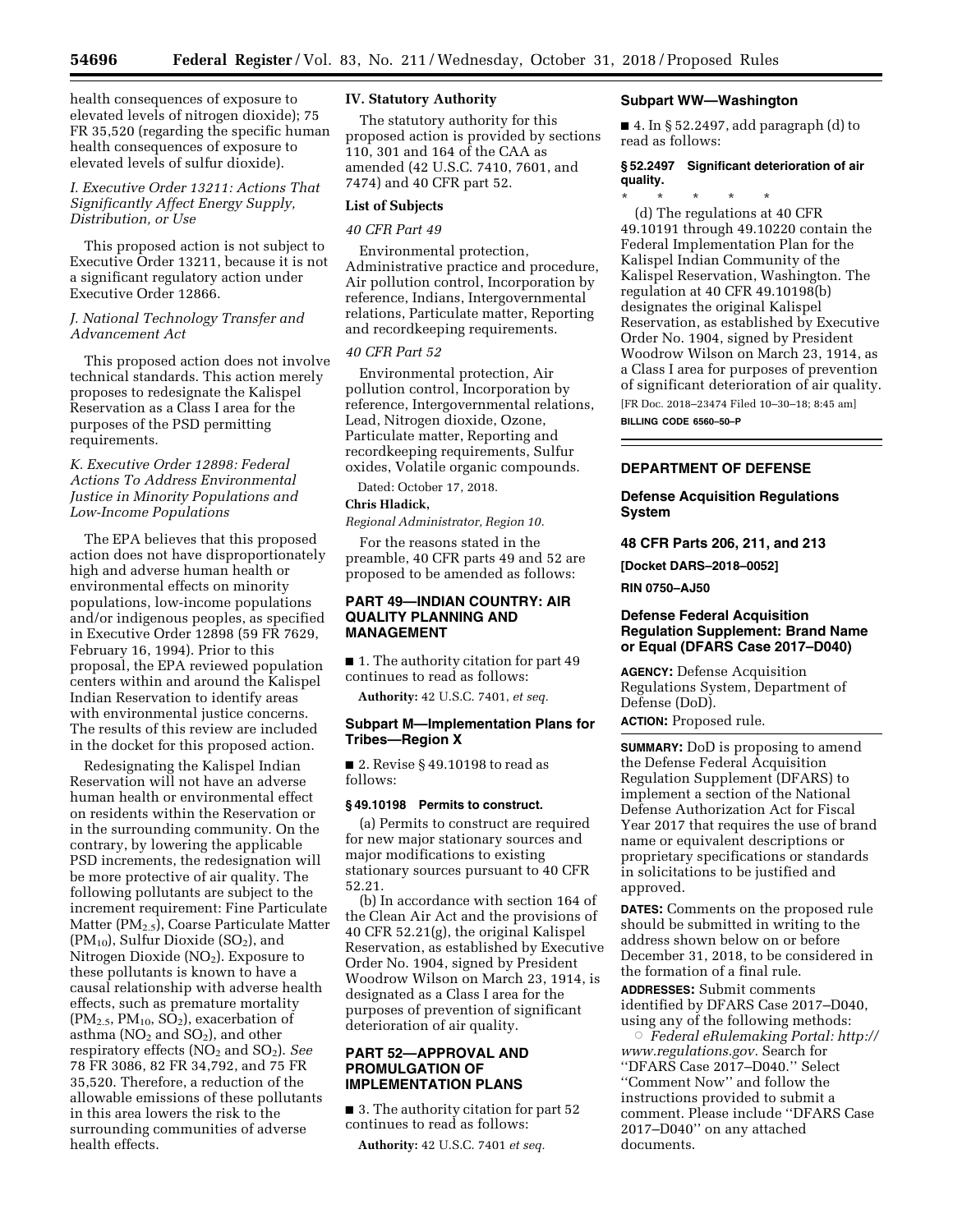health consequences of exposure to elevated levels of nitrogen dioxide); 75 FR 35,520 (regarding the specific human health consequences of exposure to elevated levels of sulfur dioxide).

*I. Executive Order 13211: Actions That Significantly Affect Energy Supply, Distribution, or Use*

This proposed action is not subject to Executive Order 13211, because it is not a significant regulatory action under Executive Order 12866.

*J. National Technology Transfer and Advancement Act*

This proposed action does not involve technical standards. This action merely proposes to redesignate the Kalispel Reservation as a Class I area for the purposes of the PSD permitting requirements.

*K. Executive Order 12898: Federal Actions To Address Environmental Justice in Minority Populations and Low-Income Populations*

The EPA believes that this proposed action does not have disproportionately high and adverse human health or environmental effects on minority populations, low-income populations and/or indigenous peoples, as specified in Executive Order 12898 (59 FR 7629, February 16, 1994). Prior to this proposal, the EPA reviewed population centers within and around the Kalispel Indian Reservation to identify areas with environmental justice concerns. The results of this review are included in the docket for this proposed action.

Redesignating the Kalispel Indian Reservation will not have an adverse human health or environmental effect on residents within the Reservation or in the surrounding community. On the contrary, by lowering the applicable PSD increments, the redesignation will be more protective of air quality. The following pollutants are subject to the increment requirement: Fine Particulate Matter ($PM_{2.5}$), Coarse Particulate Matter ($PM_{10}$), Sulfur Dioxide ($SO_2$), and Nitrogen Dioxide ($NO_2$). Exposure to these pollutants is known to have a causal relationship with adverse health effects, such as premature mortality ($PM_{2.5}$, $PM_{10}$, $SO_2$), exacerbation of asthma ($NO_2$ and $SO_2$), and other respiratory effects ($NO_2$ and $SO_2$). *See* 78 FR 3086, 82 FR 34,792, and 75 FR 35,520. Therefore, a reduction of the allowable emissions of these pollutants in this area lowers the risk to the surrounding communities of adverse health effects.

## IV. Statutory Authority

The statutory authority for this proposed action is provided by sections 110, 301 and 164 of the CAA as amended (42 U.S.C. 7410, 7601, and 7474) and 40 CFR part 52.

### List of Subjects

*40 CFR Part 49*

Environmental protection, Administrative practice and procedure, Air pollution control, Incorporation by reference, Indians, Intergovernmental relations, Particulate matter, Reporting and recordkeeping requirements.

*40 CFR Part 52*

Environmental protection, Air pollution control, Incorporation by reference, Intergovernmental relations, Lead, Nitrogen dioxide, Ozone, Particulate matter, Reporting and recordkeeping requirements, Sulfur oxides, Volatile organic compounds.

Dated: October 17, 2018.

**Chris Hladick,**

*Regional Administrator, Region 10.*

For the reasons stated in the preamble, 40 CFR parts 49 and 52 are proposed to be amended as follows:

## PART 49—INDIAN COUNTRY: AIR QUALITY PLANNING AND MANAGEMENT

■ 1. The authority citation for part 49 continues to read as follows:

**Authority:** 42 U.S.C. 7401, *et seq.*

### Subpart M—Implementation Plans for Tribes—Region X

■ 2. Revise § 49.10198 to read as follows:

**§ 49.10198 Permits to construct.**

(a) Permits to construct are required for new major stationary sources and major modifications to existing stationary sources pursuant to 40 CFR 52.21.

(b) In accordance with section 164 of the Clean Air Act and the provisions of 40 CFR 52.21(g), the original Kalispel Reservation, as established by Executive Order No. 1904, signed by President Woodrow Wilson on March 23, 1914, is designated as a Class I area for the purposes of prevention of significant deterioration of air quality.

## PART 52—APPROVAL AND PROMULGATION OF IMPLEMENTATION PLANS

■ 3. The authority citation for part 52 continues to read as follows:

**Authority:** 42 U.S.C. 7401 *et seq.*

### Subpart WW—Washington

■ 4. In § 52.2497, add paragraph (d) to read as follows:

**§ 52.2497 Significant deterioration of air quality.**

\* \* \* \* \*

(d) The regulations at 40 CFR 49.10191 through 49.10220 contain the Federal Implementation Plan for the Kalispel Indian Community of the Kalispel Reservation, Washington. The regulation at 40 CFR 49.10198(b) designates the original Kalispel Reservation, as established by Executive Order No. 1904, signed by President Woodrow Wilson on March 23, 1914, as a Class I area for purposes of prevention of significant deterioration of air quality.

[FR Doc. 2018–23474 Filed 10–30–18; 8:45 am]

**BILLING CODE 6560–50–P**

---

## DEPARTMENT OF DEFENSE

### Defense Acquisition Regulations System

### 48 CFR Parts 206, 211, and 213

**[Docket DARS–2018–0052]**

**RIN 0750–AJ50**

### Defense Federal Acquisition Regulation Supplement: Brand Name or Equal (DFARS Case 2017–D040)

**AGENCY:** Defense Acquisition Regulations System, Department of Defense (DoD).

**ACTION:** Proposed rule.

**SUMMARY:** DoD is proposing to amend the Defense Federal Acquisition Regulation Supplement (DFARS) to implement a section of the National Defense Authorization Act for Fiscal Year 2017 that requires the use of brand name or equivalent descriptions or proprietary specifications or standards in solicitations to be justified and approved.

**DATES:** Comments on the proposed rule should be submitted in writing to the address shown below on or before December 31, 2018, to be considered in the formation of a final rule.

**ADDRESSES:** Submit comments identified by DFARS Case 2017–D040, using any of the following methods:

○ *Federal eRulemaking Portal: http://www.regulations.gov.* Search for ''DFARS Case 2017–D040.'' Select ''Comment Now'' and follow the instructions provided to submit a comment. Please include ''DFARS Case 2017–D040'' on any attached documents.